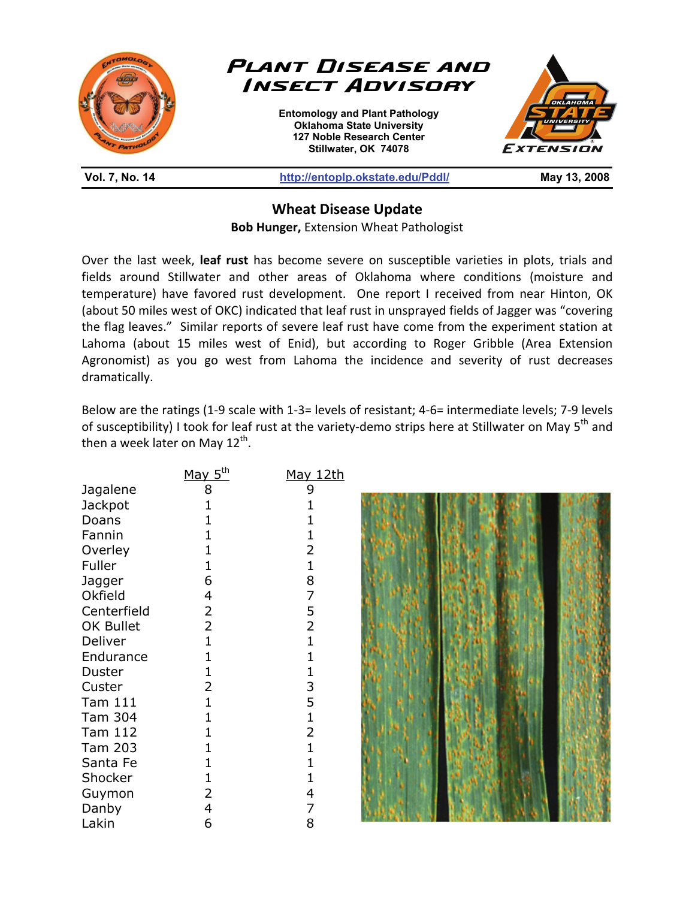# Plant Disease and Insect Advisory

**Entomology and Plant Pathology**
**Oklahoma State University**
**127 Noble Research Center**
**Stillwater, OK 74078**

**Vol. 7, No. 14** | **http://entoplp.okstate.edu/Pddl/** | **May 13, 2008**

## Wheat Disease Update

**Bob Hunger,** Extension Wheat Pathologist

Over the last week, **leaf rust** has become severe on susceptible varieties in plots, trials and fields around Stillwater and other areas of Oklahoma where conditions (moisture and temperature) have favored rust development. One report I received from near Hinton, OK (about 50 miles west of OKC) indicated that leaf rust in unsprayed fields of Jagger was "covering the flag leaves." Similar reports of severe leaf rust have come from the experiment station at Lahoma (about 15 miles west of Enid), but according to Roger Gribble (Area Extension Agronomist) as you go west from Lahoma the incidence and severity of rust decreases dramatically.

Below are the ratings (1-9 scale with 1-3= levels of resistant; 4-6= intermediate levels; 7-9 levels of susceptibility) I took for leaf rust at the variety-demo strips here at Stillwater on May 5th and then a week later on May 12th.

| | May 5th | May 12th |
|---|---|---|
| Jagalene | 8 | 9 |
| Jackpot | 1 | 1 |
| Doans | 1 | 1 |
| Fannin | 1 | 1 |
| Overley | 1 | 2 |
| Fuller | 1 | 1 |
| Jagger | 6 | 8 |
| Okfield | 4 | 7 |
| Centerfield | 2 | 5 |
| OK Bullet | 2 | 2 |
| Deliver | 1 | 1 |
| Endurance | 1 | 1 |
| Duster | 1 | 1 |
| Custer | 2 | 3 |
| Tam 111 | 1 | 5 |
| Tam 304 | 1 | 1 |
| Tam 112 | 1 | 2 |
| Tam 203 | 1 | 1 |
| Santa Fe | 1 | 1 |
| Shocker | 1 | 1 |
| Guymon | 2 | 4 |
| Danby | 4 | 7 |
| Lakin | 6 | 8 |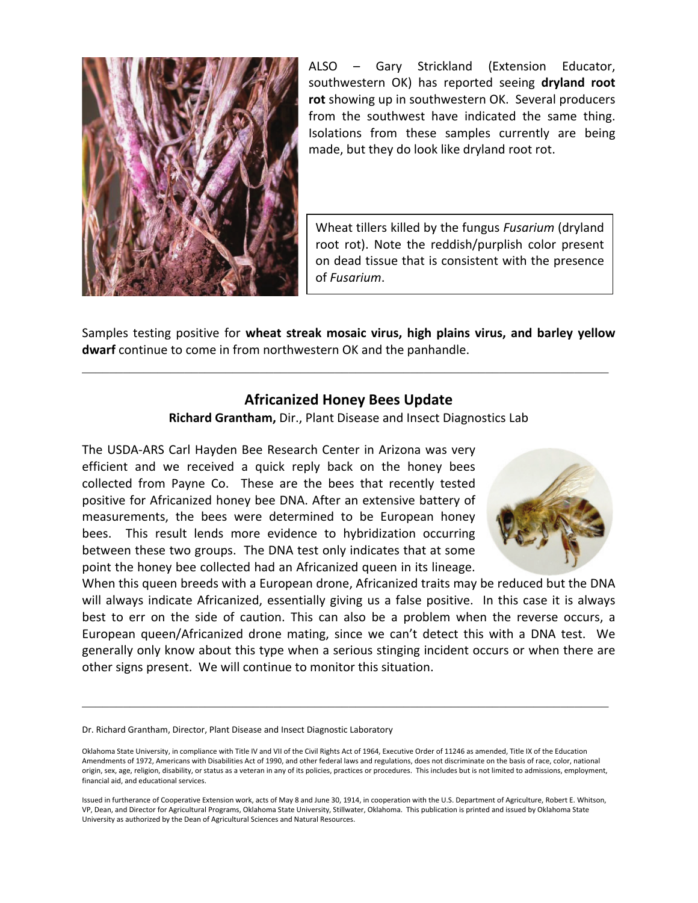ALSO – Gary Strickland (Extension Educator, southwestern OK) has reported seeing **dryland root rot** showing up in southwestern OK. Several producers from the southwest have indicated the same thing. Isolations from these samples currently are being made, but they do look like dryland root rot.

Wheat tillers killed by the fungus *Fusarium* (dryland root rot). Note the reddish/purplish color present on dead tissue that is consistent with the presence of *Fusarium*.

Samples testing positive for **wheat streak mosaic virus, high plains virus, and barley yellow dwarf** continue to come in from northwestern OK and the panhandle.

---

## Africanized Honey Bees Update

**Richard Grantham,** Dir., Plant Disease and Insect Diagnostics Lab

The USDA-ARS Carl Hayden Bee Research Center in Arizona was very efficient and we received a quick reply back on the honey bees collected from Payne Co. These are the bees that recently tested positive for Africanized honey bee DNA. After an extensive battery of measurements, the bees were determined to be European honey bees. This result lends more evidence to hybridization occurring between these two groups. The DNA test only indicates that at some point the honey bee collected had an Africanized queen in its lineage. When this queen breeds with a European drone, Africanized traits may be reduced but the DNA will always indicate Africanized, essentially giving us a false positive. In this case it is always best to err on the side of caution. This can also be a problem when the reverse occurs, a European queen/Africanized drone mating, since we can't detect this with a DNA test. We generally only know about this type when a serious stinging incident occurs or when there are other signs present. We will continue to monitor this situation.

---

Dr. Richard Grantham, Director, Plant Disease and Insect Diagnostic Laboratory

Oklahoma State University, in compliance with Title IV and VII of the Civil Rights Act of 1964, Executive Order of 11246 as amended, Title IX of the Education Amendments of 1972, Americans with Disabilities Act of 1990, and other federal laws and regulations, does not discriminate on the basis of race, color, national origin, sex, age, religion, disability, or status as a veteran in any of its policies, practices or procedures. This includes but is not limited to admissions, employment, financial aid, and educational services.

Issued in furtherance of Cooperative Extension work, acts of May 8 and June 30, 1914, in cooperation with the U.S. Department of Agriculture, Robert E. Whitson, VP, Dean, and Director for Agricultural Programs, Oklahoma State University, Stillwater, Oklahoma. This publication is printed and issued by Oklahoma State University as authorized by the Dean of Agricultural Sciences and Natural Resources.